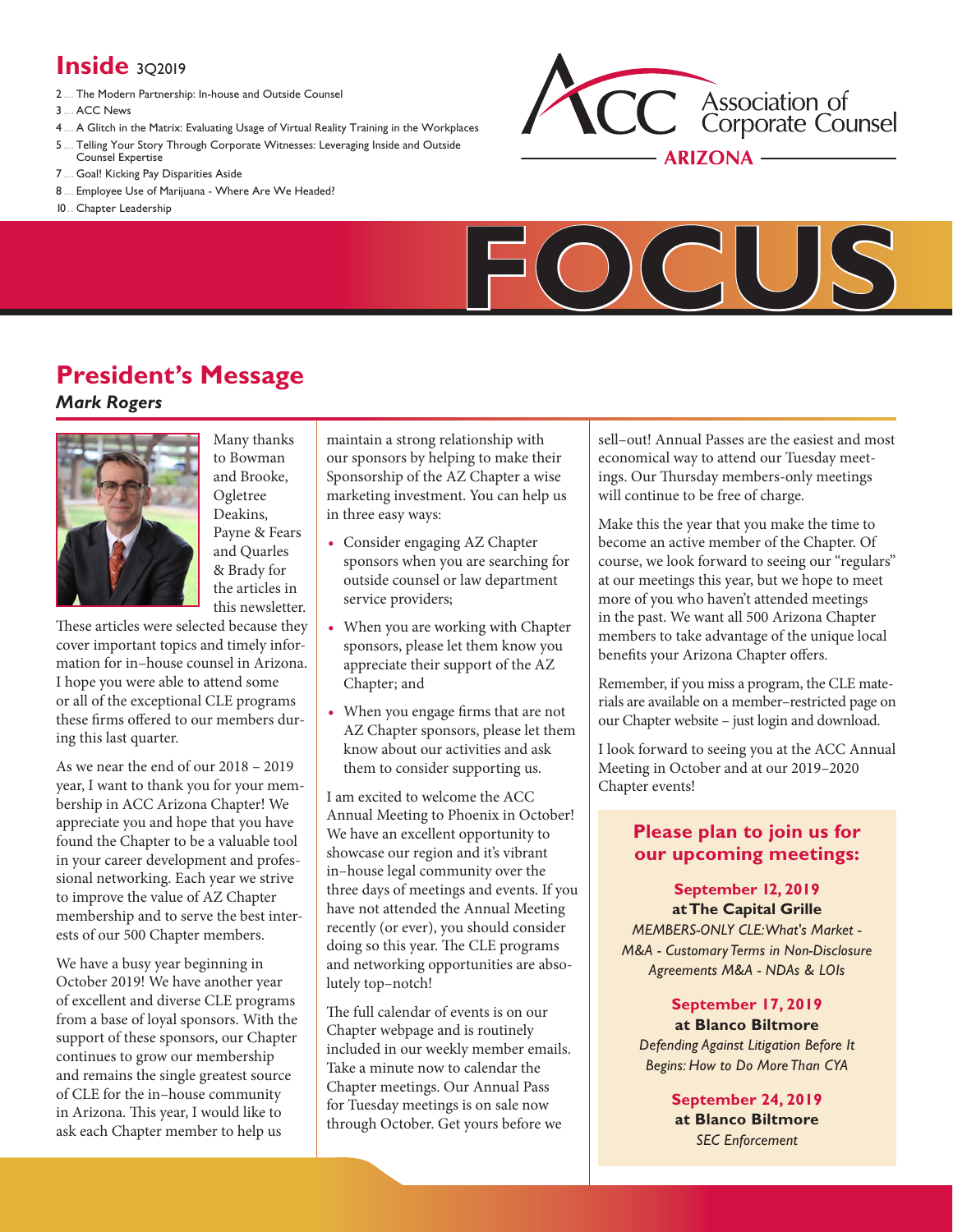# Inside 3Q2019

- 2 .... The Modern Partnership: In-house and Outside Counsel
- 3 .... ACC News
- 4 .... A Glitch in the Matrix: Evaluating Usage of Virtual Reality Training in the Workplaces
- 5 .... Telling Your Story Through Corporate Witnesses: Leveraging Inside and Outside Counsel Expertise
- 7 .... Goal! Kicking Pay Disparities Aside
- 8 .... Employee Use of Marijuana - Where Are We Headed?
- 10 .. Chapter Leadership

ACC Association of Corporate Counsel
ARIZONA

# FOCUS

## President's Message

***Mark Rogers***

Many thanks to Bowman and Brooke, Ogletree Deakins, Payne & Fears and Quarles & Brady for the articles in this newsletter. These articles were selected because they cover important topics and timely information for in–house counsel in Arizona. I hope you were able to attend some or all of the exceptional CLE programs these firms offered to our members during this last quarter.

As we near the end of our 2018 – 2019 year, I want to thank you for your membership in ACC Arizona Chapter! We appreciate you and hope that you have found the Chapter to be a valuable tool in your career development and professional networking. Each year we strive to improve the value of AZ Chapter membership and to serve the best interests of our 500 Chapter members.

We have a busy year beginning in October 2019! We have another year of excellent and diverse CLE programs from a base of loyal sponsors. With the support of these sponsors, our Chapter continues to grow our membership and remains the single greatest source of CLE for the in–house community in Arizona. This year, I would like to ask each Chapter member to help us maintain a strong relationship with our sponsors by helping to make their Sponsorship of the AZ Chapter a wise marketing investment. You can help us in three easy ways:

- Consider engaging AZ Chapter sponsors when you are searching for outside counsel or law department service providers;
- When you are working with Chapter sponsors, please let them know you appreciate their support of the AZ Chapter; and
- When you engage firms that are not AZ Chapter sponsors, please let them know about our activities and ask them to consider supporting us.

I am excited to welcome the ACC Annual Meeting to Phoenix in October! We have an excellent opportunity to showcase our region and it's vibrant in–house legal community over the three days of meetings and events. If you have not attended the Annual Meeting recently (or ever), you should consider doing so this year. The CLE programs and networking opportunities are absolutely top–notch!

The full calendar of events is on our Chapter webpage and is routinely included in our weekly member emails. Take a minute now to calendar the Chapter meetings. Our Annual Pass for Tuesday meetings is on sale now through October. Get yours before we sell–out! Annual Passes are the easiest and most economical way to attend our Tuesday meetings. Our Thursday members-only meetings will continue to be free of charge.

Make this the year that you make the time to become an active member of the Chapter. Of course, we look forward to seeing our "regulars" at our meetings this year, but we hope to meet more of you who haven't attended meetings in the past. We want all 500 Arizona Chapter members to take advantage of the unique local benefits your Arizona Chapter offers.

Remember, if you miss a program, the CLE materials are available on a member–restricted page on our Chapter website – just login and download.

I look forward to seeing you at the ACC Annual Meeting in October and at our 2019–2020 Chapter events!

### Please plan to join us for our upcoming meetings:

**September 12, 2019**
**at The Capital Grille**
*MEMBERS-ONLY CLE: What's Market - M&A - Customary Terms in Non-Disclosure Agreements M&A - NDAs & LOIs*

**September 17, 2019**
**at Blanco Biltmore**
*Defending Against Litigation Before It Begins: How to Do More Than CYA*

**September 24, 2019**
**at Blanco Biltmore**
*SEC Enforcement*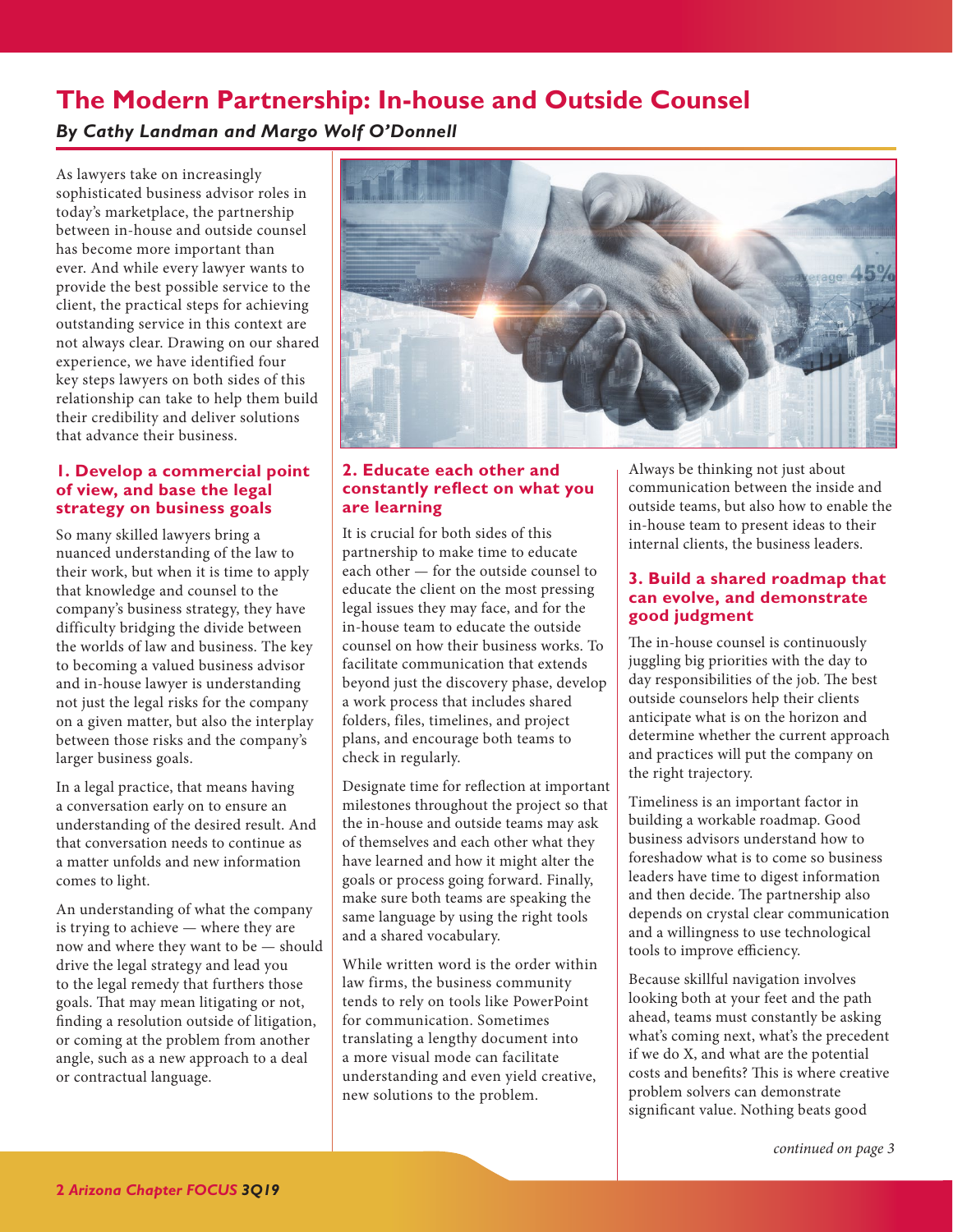# The Modern Partnership: In-house and Outside Counsel

***By Cathy Landman and Margo Wolf O'Donnell***

As lawyers take on increasingly sophisticated business advisor roles in today's marketplace, the partnership between in-house and outside counsel has become more important than ever. And while every lawyer wants to provide the best possible service to the client, the practical steps for achieving outstanding service in this context are not always clear. Drawing on our shared experience, we have identified four key steps lawyers on both sides of this relationship can take to help them build their credibility and deliver solutions that advance their business.

### 1. Develop a commercial point of view, and base the legal strategy on business goals

So many skilled lawyers bring a nuanced understanding of the law to their work, but when it is time to apply that knowledge and counsel to the company's business strategy, they have difficulty bridging the divide between the worlds of law and business. The key to becoming a valued business advisor and in-house lawyer is understanding not just the legal risks for the company on a given matter, but also the interplay between those risks and the company's larger business goals.

In a legal practice, that means having a conversation early on to ensure an understanding of the desired result. And that conversation needs to continue as a matter unfolds and new information comes to light.

An understanding of what the company is trying to achieve — where they are now and where they want to be — should drive the legal strategy and lead you to the legal remedy that furthers those goals. That may mean litigating or not, finding a resolution outside of litigation, or coming at the problem from another angle, such as a new approach to a deal or contractual language.

### 2. Educate each other and constantly reflect on what you are learning

It is crucial for both sides of this partnership to make time to educate each other — for the outside counsel to educate the client on the most pressing legal issues they may face, and for the in-house team to educate the outside counsel on how their business works. To facilitate communication that extends beyond just the discovery phase, develop a work process that includes shared folders, files, timelines, and project plans, and encourage both teams to check in regularly.

Designate time for reflection at important milestones throughout the project so that the in-house and outside teams may ask of themselves and each other what they have learned and how it might alter the goals or process going forward. Finally, make sure both teams are speaking the same language by using the right tools and a shared vocabulary.

While written word is the order within law firms, the business community tends to rely on tools like PowerPoint for communication. Sometimes translating a lengthy document into a more visual mode can facilitate understanding and even yield creative, new solutions to the problem.

Always be thinking not just about communication between the inside and outside teams, but also how to enable the in-house team to present ideas to their internal clients, the business leaders.

### 3. Build a shared roadmap that can evolve, and demonstrate good judgment

The in-house counsel is continuously juggling big priorities with the day to day responsibilities of the job. The best outside counselors help their clients anticipate what is on the horizon and determine whether the current approach and practices will put the company on the right trajectory.

Timeliness is an important factor in building a workable roadmap. Good business advisors understand how to foreshadow what is to come so business leaders have time to digest information and then decide. The partnership also depends on crystal clear communication and a willingness to use technological tools to improve efficiency.

Because skillful navigation involves looking both at your feet and the path ahead, teams must constantly be asking what's coming next, what's the precedent if we do X, and what are the potential costs and benefits? This is where creative problem solvers can demonstrate significant value. Nothing beats good

*continued on page 3*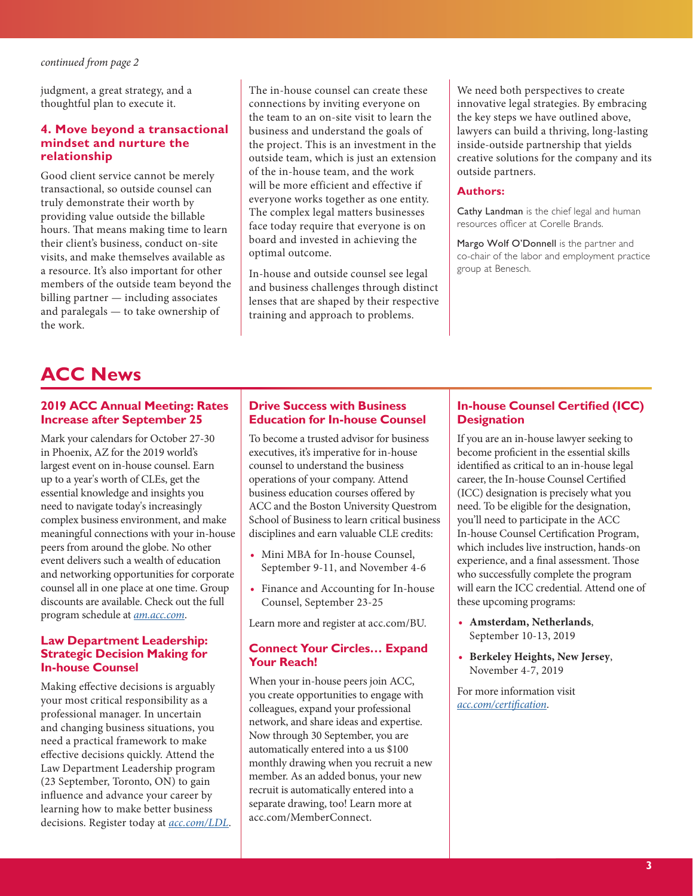*continued from page 2*

judgment, a great strategy, and a thoughtful plan to execute it.

### 4. Move beyond a transactional mindset and nurture the relationship

Good client service cannot be merely transactional, so outside counsel can truly demonstrate their worth by providing value outside the billable hours. That means making time to learn their client's business, conduct on-site visits, and make themselves available as a resource. It's also important for other members of the outside team beyond the billing partner — including associates and paralegals — to take ownership of the work.

The in-house counsel can create these connections by inviting everyone on the team to an on-site visit to learn the business and understand the goals of the project. This is an investment in the outside team, which is just an extension of the in-house team, and the work will be more efficient and effective if everyone works together as one entity. The complex legal matters businesses face today require that everyone is on board and invested in achieving the optimal outcome.

In-house and outside counsel see legal and business challenges through distinct lenses that are shaped by their respective training and approach to problems. We need both perspectives to create innovative legal strategies. By embracing the key steps we have outlined above, lawyers can build a thriving, long-lasting inside-outside partnership that yields creative solutions for the company and its outside partners.

### Authors:

Cathy Landman is the chief legal and human resources officer at Corelle Brands.

Margo Wolf O'Donnell is the partner and co-chair of the labor and employment practice group at Benesch.

# ACC News

### 2019 ACC Annual Meeting: Rates Increase after September 25

Mark your calendars for October 27-30 in Phoenix, AZ for the 2019 world's largest event on in-house counsel. Earn up to a year's worth of CLEs, get the essential knowledge and insights you need to navigate today's increasingly complex business environment, and make meaningful connections with your in-house peers from around the globe. No other event delivers such a wealth of education and networking opportunities for corporate counsel all in one place at one time. Group discounts are available. Check out the full program schedule at *am.acc.com*.

### Law Department Leadership: Strategic Decision Making for In-house Counsel

Making effective decisions is arguably your most critical responsibility as a professional manager. In uncertain and changing business situations, you need a practical framework to make effective decisions quickly. Attend the Law Department Leadership program (23 September, Toronto, ON) to gain influence and advance your career by learning how to make better business decisions. Register today at *acc.com/LDL*.

### Drive Success with Business Education for In-house Counsel

To become a trusted advisor for business executives, it's imperative for in-house counsel to understand the business operations of your company. Attend business education courses offered by ACC and the Boston University Questrom School of Business to learn critical business disciplines and earn valuable CLE credits:

- Mini MBA for In-house Counsel, September 9-11, and November 4-6
- Finance and Accounting for In-house Counsel, September 23-25

Learn more and register at acc.com/BU.

### Connect Your Circles… Expand Your Reach!

When your in-house peers join ACC, you create opportunities to engage with colleagues, expand your professional network, and share ideas and expertise. Now through 30 September, you are automatically entered into a us $100 monthly drawing when you recruit a new member. As an added bonus, your new recruit is automatically entered into a separate drawing, too! Learn more at acc.com/MemberConnect.

### In-house Counsel Certified (ICC) Designation

If you are an in-house lawyer seeking to become proficient in the essential skills identified as critical to an in-house legal career, the In-house Counsel Certified (ICC) designation is precisely what you need. To be eligible for the designation, you'll need to participate in the ACC In-house Counsel Certification Program, which includes live instruction, hands-on experience, and a final assessment. Those who successfully complete the program will earn the ICC credential. Attend one of these upcoming programs:

- **Amsterdam, Netherlands**, September 10-13, 2019
- **Berkeley Heights, New Jersey**, November 4-7, 2019

For more information visit *acc.com/certification*.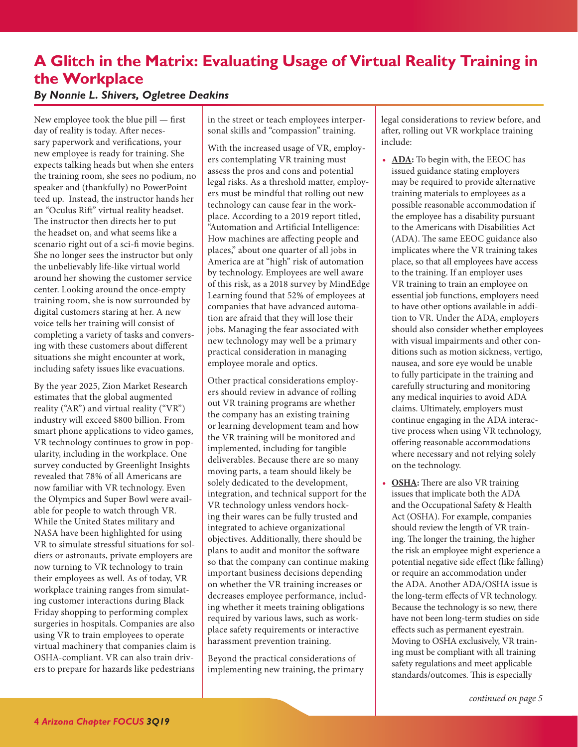# A Glitch in the Matrix: Evaluating Usage of Virtual Reality Training in the Workplace

***By Nonnie L. Shivers, Ogletree Deakins***

New employee took the blue pill — first day of reality is today. After necessary paperwork and verifications, your new employee is ready for training. She expects talking heads but when she enters the training room, she sees no podium, no speaker and (thankfully) no PowerPoint teed up. Instead, the instructor hands her an "Oculus Rift" virtual reality headset. The instructor then directs her to put the headset on, and what seems like a scenario right out of a sci-fi movie begins. She no longer sees the instructor but only the unbelievably life-like virtual world around her showing the customer service center. Looking around the once-empty training room, she is now surrounded by digital customers staring at her. A new voice tells her training will consist of completing a variety of tasks and conversing with these customers about different situations she might encounter at work, including safety issues like evacuations.

By the year 2025, Zion Market Research estimates that the global augmented reality ("AR") and virtual reality ("VR") industry will exceed $800 billion. From smart phone applications to video games, VR technology continues to grow in popularity, including in the workplace. One survey conducted by Greenlight Insights revealed that 78% of all Americans are now familiar with VR technology. Even the Olympics and Super Bowl were available for people to watch through VR. While the United States military and NASA have been highlighted for using VR to simulate stressful situations for soldiers or astronauts, private employers are now turning to VR technology to train their employees as well. As of today, VR workplace training ranges from simulating customer interactions during Black Friday shopping to performing complex surgeries in hospitals. Companies are also using VR to train employees to operate virtual machinery that companies claim is OSHA-compliant. VR can also train drivers to prepare for hazards like pedestrians in the street or teach employees interpersonal skills and "compassion" training.

With the increased usage of VR, employers contemplating VR training must assess the pros and cons and potential legal risks. As a threshold matter, employers must be mindful that rolling out new technology can cause fear in the workplace. According to a 2019 report titled, "Automation and Artificial Intelligence: How machines are affecting people and places," about one quarter of all jobs in America are at "high" risk of automation by technology. Employees are well aware of this risk, as a 2018 survey by MindEdge Learning found that 52% of employees at companies that have advanced automation are afraid that they will lose their jobs. Managing the fear associated with new technology may well be a primary practical consideration in managing employee morale and optics.

Other practical considerations employers should review in advance of rolling out VR training programs are whether the company has an existing training or learning development team and how the VR training will be monitored and implemented, including for tangible deliverables. Because there are so many moving parts, a team should likely be solely dedicated to the development, integration, and technical support for the VR technology unless vendors hocking their wares can be fully trusted and integrated to achieve organizational objectives. Additionally, there should be plans to audit and monitor the software so that the company can continue making important business decisions depending on whether the VR training increases or decreases employee performance, including whether it meets training obligations required by various laws, such as workplace safety requirements or interactive harassment prevention training.

Beyond the practical considerations of implementing new training, the primary legal considerations to review before, and after, rolling out VR workplace training include:

- **ADA:** To begin with, the EEOC has issued guidance stating employers may be required to provide alternative training materials to employees as a possible reasonable accommodation if the employee has a disability pursuant to the Americans with Disabilities Act (ADA). The same EEOC guidance also implicates where the VR training takes place, so that all employees have access to the training. If an employer uses VR training to train an employee on essential job functions, employers need to have other options available in addition to VR. Under the ADA, employers should also consider whether employees with visual impairments and other conditions such as motion sickness, vertigo, nausea, and sore eye would be unable to fully participate in the training and carefully structuring and monitoring any medical inquiries to avoid ADA claims. Ultimately, employers must continue engaging in the ADA interactive process when using VR technology, offering reasonable accommodations where necessary and not relying solely on the technology.
- **OSHA:** There are also VR training issues that implicate both the ADA and the Occupational Safety & Health Act (OSHA). For example, companies should review the length of VR training. The longer the training, the higher the risk an employee might experience a potential negative side effect (like falling) or require an accommodation under the ADA. Another ADA/OSHA issue is the long-term effects of VR technology. Because the technology is so new, there have not been long-term studies on side effects such as permanent eyestrain. Moving to OSHA exclusively, VR training must be compliant with all training safety regulations and meet applicable standards/outcomes. This is especially

*continued on page 5*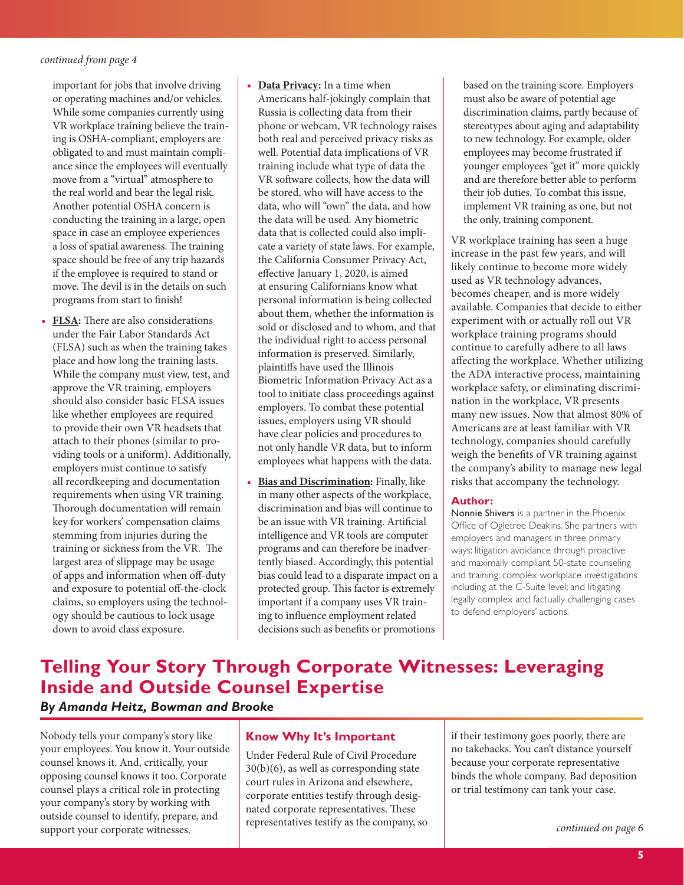*continued from page 4*

important for jobs that involve driving or operating machines and/or vehicles. While some companies currently using VR workplace training believe the training is OSHA-compliant, employers are obligated to and must maintain compliance since the employees will eventually move from a "virtual" atmosphere to the real world and bear the legal risk. Another potential OSHA concern is conducting the training in a large, open space in case an employee experiences a loss of spatial awareness. The training space should be free of any trip hazards if the employee is required to stand or move. The devil is in the details on such programs from start to finish!

- **FLSA:** There are also considerations under the Fair Labor Standards Act (FLSA) such as when the training takes place and how long the training lasts. While the company must view, test, and approve the VR training, employers should also consider basic FLSA issues like whether employees are required to provide their own VR headsets that attach to their phones (similar to providing tools or a uniform). Additionally, employers must continue to satisfy all recordkeeping and documentation requirements when using VR training. Thorough documentation will remain key for workers' compensation claims stemming from injuries during the training or sickness from the VR. The largest area of slippage may be usage of apps and information when off-duty and exposure to potential off-the-clock claims, so employers using the technology should be cautious to lock usage down to avoid class exposure.
- **Data Privacy:** In a time when Americans half-jokingly complain that Russia is collecting data from their phone or webcam, VR technology raises both real and perceived privacy risks as well. Potential data implications of VR training include what type of data the VR software collects, how the data will be stored, who will have access to the data, who will "own" the data, and how the data will be used. Any biometric data that is collected could also implicate a variety of state laws. For example, the California Consumer Privacy Act, effective January 1, 2020, is aimed at ensuring Californians know what personal information is being collected about them, whether the information is sold or disclosed and to whom, and that the individual right to access personal information is preserved. Similarly, plaintiffs have used the Illinois Biometric Information Privacy Act as a tool to initiate class proceedings against employers. To combat these potential issues, employers using VR should have clear policies and procedures to not only handle VR data, but to inform employees what happens with the data.
- **Bias and Discrimination:** Finally, like in many other aspects of the workplace, discrimination and bias will continue to be an issue with VR training. Artificial intelligence and VR tools are computer programs and can therefore be inadvertently biased. Accordingly, this potential bias could lead to a disparate impact on a protected group. This factor is extremely important if a company uses VR training to influence employment related decisions such as benefits or promotions based on the training score. Employers must also be aware of potential age discrimination claims, partly because of stereotypes about aging and adaptability to new technology. For example, older employees may become frustrated if younger employees "get it" more quickly and are therefore better able to perform their job duties. To combat this issue, implement VR training as one, but not the only, training component.

VR workplace training has seen a huge increase in the past few years, and will likely continue to become more widely used as VR technology advances, becomes cheaper, and is more widely available. Companies that decide to either experiment with or actually roll out VR workplace training programs should continue to carefully adhere to all laws affecting the workplace. Whether utilizing the ADA interactive process, maintaining workplace safety, or eliminating discrimination in the workplace, VR presents many new issues. Now that almost 80% of Americans are at least familiar with VR technology, companies should carefully weigh the benefits of VR training against the company's ability to manage new legal risks that accompany the technology.

**Author:**

Nonnie Shivers is a partner in the Phoenix Office of Ogletree Deakins. She partners with employers and managers in three primary ways: litigation avoidance through proactive and maximally compliant 50-state counseling and training; complex workplace investigations including at the C-Suite level; and litigating legally complex and factually challenging cases to defend employers' actions.

# Telling Your Story Through Corporate Witnesses: Leveraging Inside and Outside Counsel Expertise

***By Amanda Heitz, Bowman and Brooke***

Nobody tells your company's story like your employees. You know it. Your outside counsel knows it. And, critically, your opposing counsel knows it too. Corporate counsel plays a critical role in protecting your company's story by working with outside counsel to identify, prepare, and support your corporate witnesses.

## Know Why It's Important

Under Federal Rule of Civil Procedure 30(b)(6), as well as corresponding state court rules in Arizona and elsewhere, corporate entities testify through designated corporate representatives. These representatives testify as the company, so if their testimony goes poorly, there are no takebacks. You can't distance yourself because your corporate representative binds the whole company. Bad deposition or trial testimony can tank your case.

*continued on page 6*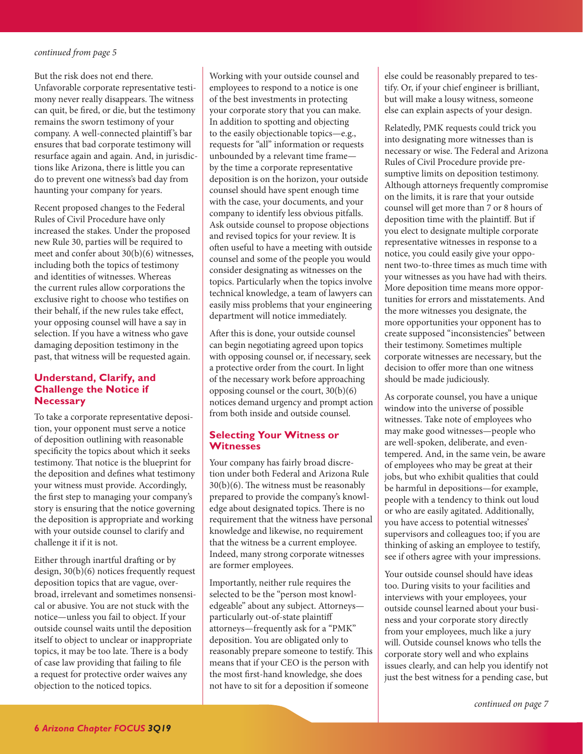*continued from page 5*

But the risk does not end there. Unfavorable corporate representative testimony never really disappears. The witness can quit, be fired, or die, but the testimony remains the sworn testimony of your company. A well-connected plaintiff's bar ensures that bad corporate testimony will resurface again and again. And, in jurisdictions like Arizona, there is little you can do to prevent one witness's bad day from haunting your company for years.

Recent proposed changes to the Federal Rules of Civil Procedure have only increased the stakes. Under the proposed new Rule 30, parties will be required to meet and confer about 30(b)(6) witnesses, including both the topics of testimony and identities of witnesses. Whereas the current rules allow corporations the exclusive right to choose who testifies on their behalf, if the new rules take effect, your opposing counsel will have a say in selection. If you have a witness who gave damaging deposition testimony in the past, that witness will be requested again.

### Understand, Clarify, and Challenge the Notice if Necessary

To take a corporate representative deposition, your opponent must serve a notice of deposition outlining with reasonable specificity the topics about which it seeks testimony. That notice is the blueprint for the deposition and defines what testimony your witness must provide. Accordingly, the first step to managing your company's story is ensuring that the notice governing the deposition is appropriate and working with your outside counsel to clarify and challenge it if it is not.

Either through inartful drafting or by design, 30(b)(6) notices frequently request deposition topics that are vague, overbroad, irrelevant and sometimes nonsensical or abusive. You are not stuck with the notice—unless you fail to object. If your outside counsel waits until the deposition itself to object to unclear or inappropriate topics, it may be too late. There is a body of case law providing that failing to file a request for protective order waives any objection to the noticed topics.

Working with your outside counsel and employees to respond to a notice is one of the best investments in protecting your corporate story that you can make. In addition to spotting and objecting to the easily objectionable topics—e.g., requests for "all" information or requests unbounded by a relevant time frame—by the time a corporate representative deposition is on the horizon, your outside counsel should have spent enough time with the case, your documents, and your company to identify less obvious pitfalls. Ask outside counsel to propose objections and revised topics for your review. It is often useful to have a meeting with outside counsel and some of the people you would consider designating as witnesses on the topics. Particularly when the topics involve technical knowledge, a team of lawyers can easily miss problems that your engineering department will notice immediately.

After this is done, your outside counsel can begin negotiating agreed upon topics with opposing counsel or, if necessary, seek a protective order from the court. In light of the necessary work before approaching opposing counsel or the court, 30(b)(6) notices demand urgency and prompt action from both inside and outside counsel.

### Selecting Your Witness or Witnesses

Your company has fairly broad discretion under both Federal and Arizona Rule 30(b)(6). The witness must be reasonably prepared to provide the company's knowledge about designated topics. There is no requirement that the witness have personal knowledge and likewise, no requirement that the witness be a current employee. Indeed, many strong corporate witnesses are former employees.

Importantly, neither rule requires the selected to be the "person most knowledgeable" about any subject. Attorneys—particularly out-of-state plaintiff attorneys—frequently ask for a "PMK" deposition. You are obligated only to reasonably prepare someone to testify. This means that if your CEO is the person with the most first-hand knowledge, she does not have to sit for a deposition if someone else could be reasonably prepared to testify. Or, if your chief engineer is brilliant, but will make a lousy witness, someone else can explain aspects of your design.

Relatedly, PMK requests could trick you into designating more witnesses than is necessary or wise. The Federal and Arizona Rules of Civil Procedure provide presumptive limits on deposition testimony. Although attorneys frequently compromise on the limits, it is rare that your outside counsel will get more than 7 or 8 hours of deposition time with the plaintiff. But if you elect to designate multiple corporate representative witnesses in response to a notice, you could easily give your opponent two-to-three times as much time with your witnesses as you have had with theirs. More deposition time means more opportunities for errors and misstatements. And the more witnesses you designate, the more opportunities your opponent has to create supposed "inconsistencies" between their testimony. Sometimes multiple corporate witnesses are necessary, but the decision to offer more than one witness should be made judiciously.

As corporate counsel, you have a unique window into the universe of possible witnesses. Take note of employees who may make good witnesses—people who are well-spoken, deliberate, and even-tempered. And, in the same vein, be aware of employees who may be great at their jobs, but who exhibit qualities that could be harmful in depositions—for example, people with a tendency to think out loud or who are easily agitated. Additionally, you have access to potential witnesses' supervisors and colleagues too; if you are thinking of asking an employee to testify, see if others agree with your impressions.

Your outside counsel should have ideas too. During visits to your facilities and interviews with your employees, your outside counsel learned about your business and your corporate story directly from your employees, much like a jury will. Outside counsel knows who tells the corporate story well and who explains issues clearly, and can help you identify not just the best witness for a pending case, but

*continued on page 7*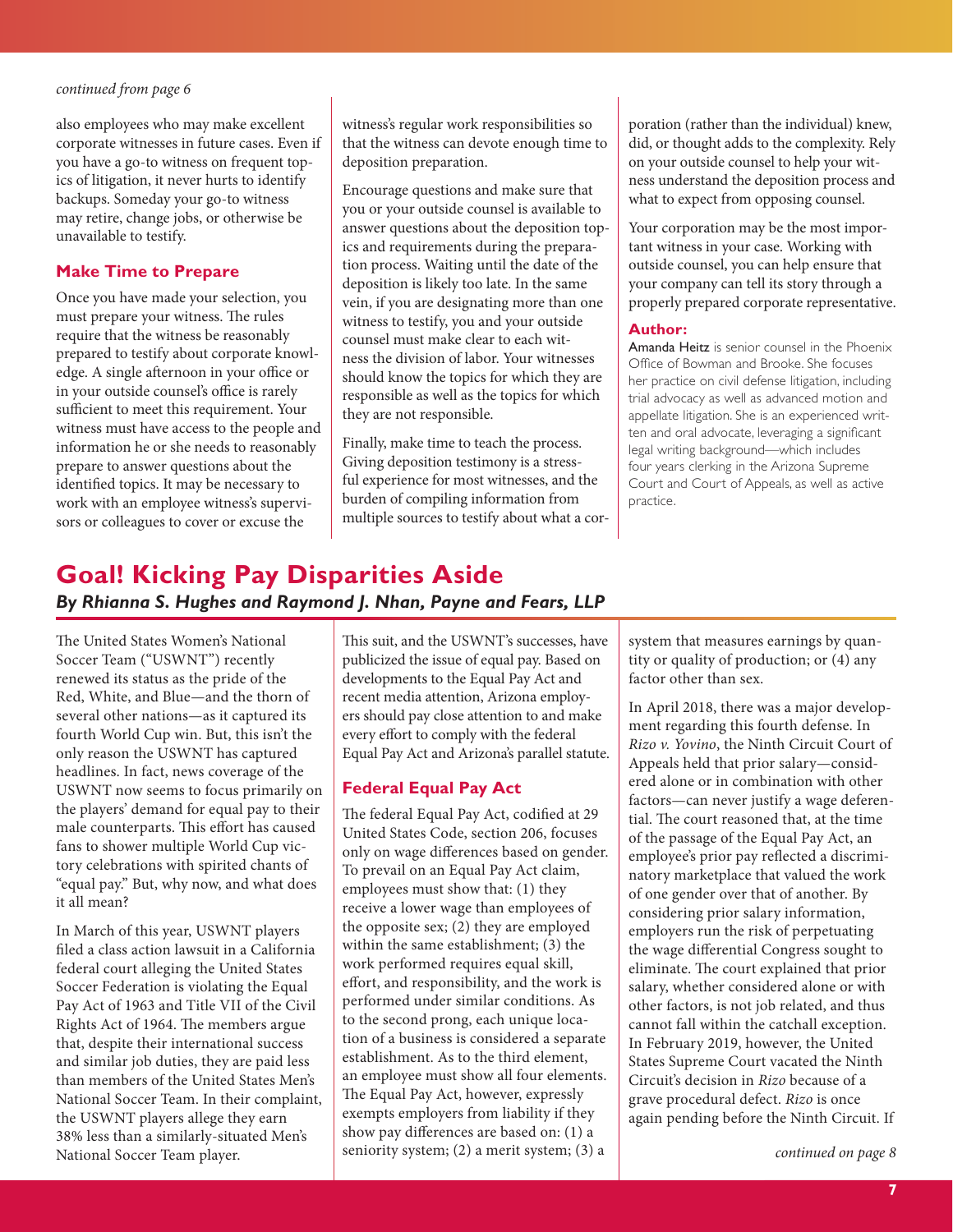*continued from page 6*

also employees who may make excellent corporate witnesses in future cases. Even if you have a go-to witness on frequent topics of litigation, it never hurts to identify backups. Someday your go-to witness may retire, change jobs, or otherwise be unavailable to testify.

### Make Time to Prepare

Once you have made your selection, you must prepare your witness. The rules require that the witness be reasonably prepared to testify about corporate knowledge. A single afternoon in your office or in your outside counsel's office is rarely sufficient to meet this requirement. Your witness must have access to the people and information he or she needs to reasonably prepare to answer questions about the identified topics. It may be necessary to work with an employee witness's supervisors or colleagues to cover or excuse the witness's regular work responsibilities so that the witness can devote enough time to deposition preparation.

Encourage questions and make sure that you or your outside counsel is available to answer questions about the deposition topics and requirements during the preparation process. Waiting until the date of the deposition is likely too late. In the same vein, if you are designating more than one witness to testify, you and your outside counsel must make clear to each witness the division of labor. Your witnesses should know the topics for which they are responsible as well as the topics for which they are not responsible.

Finally, make time to teach the process. Giving deposition testimony is a stressful experience for most witnesses, and the burden of compiling information from multiple sources to testify about what a corporation (rather than the individual) knew, did, or thought adds to the complexity. Rely on your outside counsel to help your witness understand the deposition process and what to expect from opposing counsel.

Your corporation may be the most important witness in your case. Working with outside counsel, you can help ensure that your company can tell its story through a properly prepared corporate representative.

**Author:**
Amanda Heitz is senior counsel in the Phoenix Office of Bowman and Brooke. She focuses her practice on civil defense litigation, including trial advocacy as well as advanced motion and appellate litigation. She is an experienced written and oral advocate, leveraging a significant legal writing background—which includes four years clerking in the Arizona Supreme Court and Court of Appeals, as well as active practice.

# Goal! Kicking Pay Disparities Aside

***By Rhianna S. Hughes and Raymond J. Nhan, Payne and Fears, LLP***

The United States Women's National Soccer Team ("USWNT") recently renewed its status as the pride of the Red, White, and Blue—and the thorn of several other nations—as it captured its fourth World Cup win. But, this isn't the only reason the USWNT has captured headlines. In fact, news coverage of the USWNT now seems to focus primarily on the players' demand for equal pay to their male counterparts. This effort has caused fans to shower multiple World Cup victory celebrations with spirited chants of "equal pay." But, why now, and what does it all mean?

In March of this year, USWNT players filed a class action lawsuit in a California federal court alleging the United States Soccer Federation is violating the Equal Pay Act of 1963 and Title VII of the Civil Rights Act of 1964. The members argue that, despite their international success and similar job duties, they are paid less than members of the United States Men's National Soccer Team. In their complaint, the USWNT players allege they earn 38% less than a similarly-situated Men's National Soccer Team player.

This suit, and the USWNT's successes, have publicized the issue of equal pay. Based on developments to the Equal Pay Act and recent media attention, Arizona employers should pay close attention to and make every effort to comply with the federal Equal Pay Act and Arizona's parallel statute.

### Federal Equal Pay Act

The federal Equal Pay Act, codified at 29 United States Code, section 206, focuses only on wage differences based on gender. To prevail on an Equal Pay Act claim, employees must show that: (1) they receive a lower wage than employees of the opposite sex; (2) they are employed within the same establishment; (3) the work performed requires equal skill, effort, and responsibility, and the work is performed under similar conditions. As to the second prong, each unique location of a business is considered a separate establishment. As to the third element, an employee must show all four elements. The Equal Pay Act, however, expressly exempts employers from liability if they show pay differences are based on: (1) a seniority system; (2) a merit system; (3) a system that measures earnings by quantity or quality of production; or (4) any factor other than sex.

In April 2018, there was a major development regarding this fourth defense. In *Rizo v. Yovino*, the Ninth Circuit Court of Appeals held that prior salary—considered alone or in combination with other factors—can never justify a wage deferential. The court reasoned that, at the time of the passage of the Equal Pay Act, an employee's prior pay reflected a discriminatory marketplace that valued the work of one gender over that of another. By considering prior salary information, employers run the risk of perpetuating the wage differential Congress sought to eliminate. The court explained that prior salary, whether considered alone or with other factors, is not job related, and thus cannot fall within the catchall exception. In February 2019, however, the United States Supreme Court vacated the Ninth Circuit's decision in *Rizo* because of a grave procedural defect. *Rizo* is once again pending before the Ninth Circuit. If

*continued on page 8*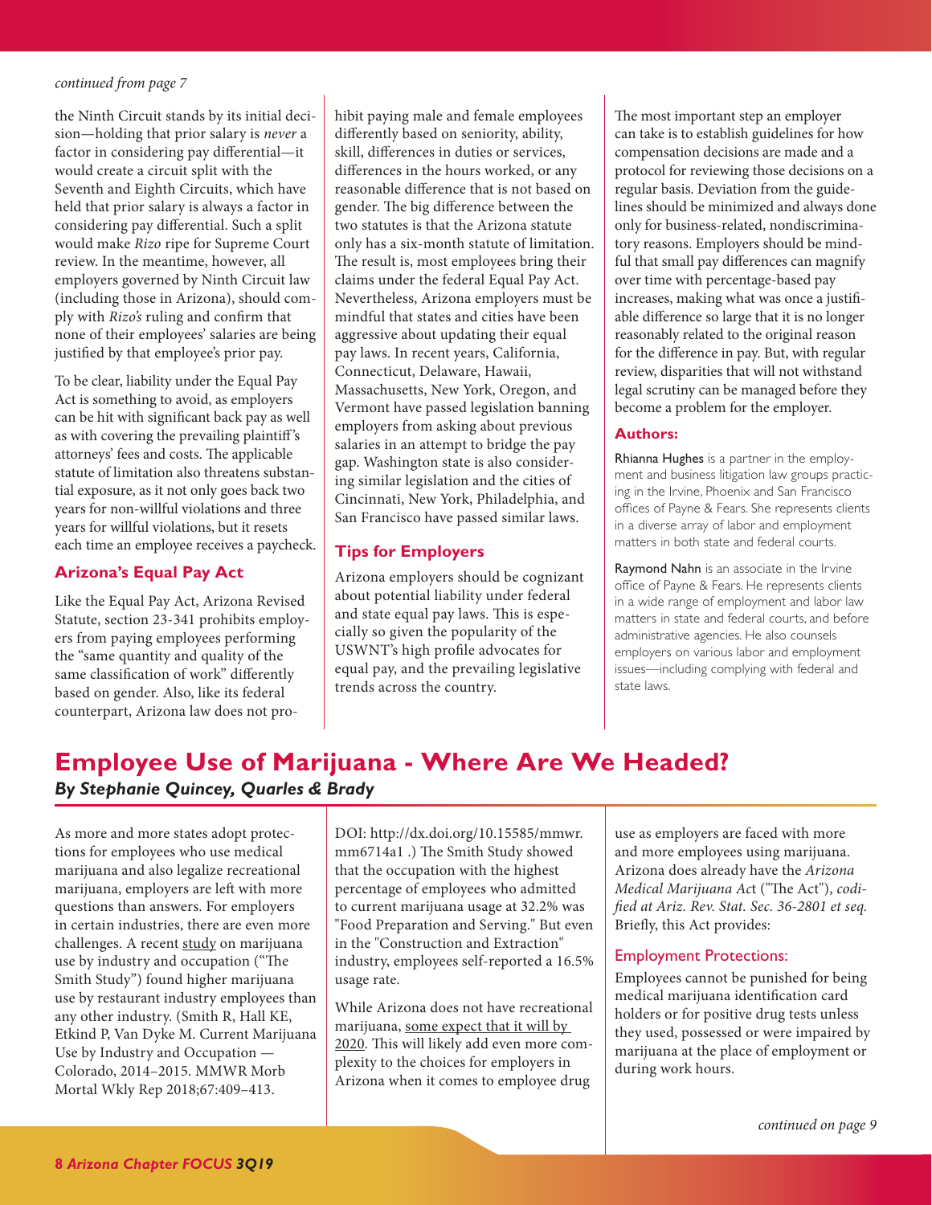*continued from page 7*

the Ninth Circuit stands by its initial decision—holding that prior salary is *never* a factor in considering pay differential—it would create a circuit split with the Seventh and Eighth Circuits, which have held that prior salary is always a factor in considering pay differential. Such a split would make *Rizo* ripe for Supreme Court review. In the meantime, however, all employers governed by Ninth Circuit law (including those in Arizona), should comply with *Rizo's* ruling and confirm that none of their employees' salaries are being justified by that employee's prior pay.

To be clear, liability under the Equal Pay Act is something to avoid, as employers can be hit with significant back pay as well as with covering the prevailing plaintiff's attorneys' fees and costs. The applicable statute of limitation also threatens substantial exposure, as it not only goes back two years for non-willful violations and three years for willful violations, but it resets each time an employee receives a paycheck.

### Arizona's Equal Pay Act

Like the Equal Pay Act, Arizona Revised Statute, section 23-341 prohibits employers from paying employees performing the "same quantity and quality of the same classification of work" differently based on gender. Also, like its federal counterpart, Arizona law does not prohibit paying male and female employees differently based on seniority, ability, skill, differences in duties or services, differences in the hours worked, or any reasonable difference that is not based on gender. The big difference between the two statutes is that the Arizona statute only has a six-month statute of limitation. The result is, most employees bring their claims under the federal Equal Pay Act. Nevertheless, Arizona employers must be mindful that states and cities have been aggressive about updating their equal pay laws. In recent years, California, Connecticut, Delaware, Hawaii, Massachusetts, New York, Oregon, and Vermont have passed legislation banning employers from asking about previous salaries in an attempt to bridge the pay gap. Washington state is also considering similar legislation and the cities of Cincinnati, New York, Philadelphia, and San Francisco have passed similar laws.

### Tips for Employers

Arizona employers should be cognizant about potential liability under federal and state equal pay laws. This is especially so given the popularity of the USWNT's high profile advocates for equal pay, and the prevailing legislative trends across the country.

The most important step an employer can take is to establish guidelines for how compensation decisions are made and a protocol for reviewing those decisions on a regular basis. Deviation from the guidelines should be minimized and always done only for business-related, nondiscriminatory reasons. Employers should be mindful that small pay differences can magnify over time with percentage-based pay increases, making what was once a justifiable difference so large that it is no longer reasonably related to the original reason for the difference in pay. But, with regular review, disparities that will not withstand legal scrutiny can be managed before they become a problem for the employer.

**Authors:**

Rhianna Hughes is a partner in the employment and business litigation law groups practicing in the Irvine, Phoenix and San Francisco offices of Payne & Fears. She represents clients in a diverse array of labor and employment matters in both state and federal courts.

Raymond Nahn is an associate in the Irvine office of Payne & Fears. He represents clients in a wide range of employment and labor law matters in state and federal courts, and before administrative agencies. He also counsels employers on various labor and employment issues—including complying with federal and state laws.

## Employee Use of Marijuana - Where Are We Headed?

***By Stephanie Quincey, Quarles & Brady***

As more and more states adopt protections for employees who use medical marijuana and also legalize recreational marijuana, employers are left with more questions than answers. For employers in certain industries, there are even more challenges. A recent study on marijuana use by industry and occupation ("The Smith Study") found higher marijuana use by restaurant industry employees than any other industry. (Smith R, Hall KE, Etkind P, Van Dyke M. Current Marijuana Use by Industry and Occupation — Colorado, 2014–2015. MMWR Morb Mortal Wkly Rep 2018;67:409–413. DOI: http://dx.doi.org/10.15585/mmwr.mm6714a1 .) The Smith Study showed that the occupation with the highest percentage of employees who admitted to current marijuana usage at 32.2% was "Food Preparation and Serving." But even in the "Construction and Extraction" industry, employees self-reported a 16.5% usage rate.

While Arizona does not have recreational marijuana, some expect that it will by 2020. This will likely add even more complexity to the choices for employers in Arizona when it comes to employee drug use as employers are faced with more and more employees using marijuana. Arizona does already have the *Arizona Medical Marijuana Act* ("The Act"), *codified at Ariz. Rev. Stat. Sec. 36-2801 et seq.* Briefly, this Act provides:

#### Employment Protections:

Employees cannot be punished for being medical marijuana identification card holders or for positive drug tests unless they used, possessed or were impaired by marijuana at the place of employment or during work hours.

*continued on page 9*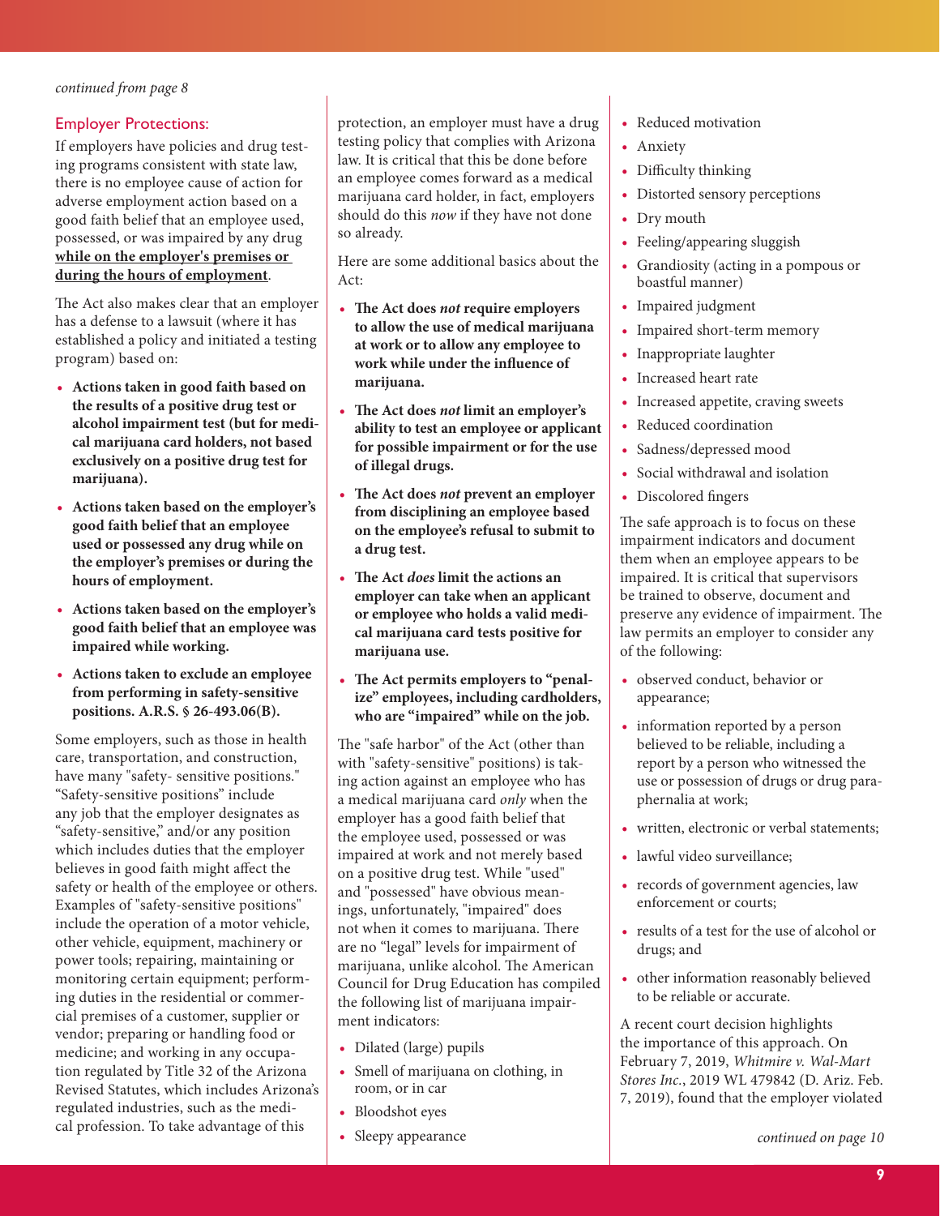*continued from page 8*

## Employer Protections:

If employers have policies and drug testing programs consistent with state law, there is no employee cause of action for adverse employment action based on a good faith belief that an employee used, possessed, or was impaired by any drug **while on the employer's premises or during the hours of employment**.

The Act also makes clear that an employer has a defense to a lawsuit (where it has established a policy and initiated a testing program) based on:

- **Actions taken in good faith based on the results of a positive drug test or alcohol impairment test (but for medical marijuana card holders, not based exclusively on a positive drug test for marijuana).**
- **Actions taken based on the employer's good faith belief that an employee used or possessed any drug while on the employer's premises or during the hours of employment.**
- **Actions taken based on the employer's good faith belief that an employee was impaired while working.**
- **Actions taken to exclude an employee from performing in safety-sensitive positions. A.R.S. § 26-493.06(B).**

Some employers, such as those in health care, transportation, and construction, have many "safety- sensitive positions." "Safety-sensitive positions" include any job that the employer designates as "safety-sensitive," and/or any position which includes duties that the employer believes in good faith might affect the safety or health of the employee or others. Examples of "safety-sensitive positions" include the operation of a motor vehicle, other vehicle, equipment, machinery or power tools; repairing, maintaining or monitoring certain equipment; performing duties in the residential or commercial premises of a customer, supplier or vendor; preparing or handling food or medicine; and working in any occupation regulated by Title 32 of the Arizona Revised Statutes, which includes Arizona's regulated industries, such as the medical profession. To take advantage of this protection, an employer must have a drug testing policy that complies with Arizona law. It is critical that this be done before an employee comes forward as a medical marijuana card holder, in fact, employers should do this *now* if they have not done so already.

Here are some additional basics about the Act:

- **The Act does *not* require employers to allow the use of medical marijuana at work or to allow any employee to work while under the influence of marijuana.**
- **The Act does *not* limit an employer's ability to test an employee or applicant for possible impairment or for the use of illegal drugs.**
- **The Act does *not* prevent an employer from disciplining an employee based on the employee's refusal to submit to a drug test.**
- **The Act *does* limit the actions an employer can take when an applicant or employee who holds a valid medical marijuana card tests positive for marijuana use.**
- **The Act permits employers to "penalize" employees, including cardholders, who are "impaired" while on the job.**

The "safe harbor" of the Act (other than with "safety-sensitive" positions) is taking action against an employee who has a medical marijuana card *only* when the employer has a good faith belief that the employee used, possessed or was impaired at work and not merely based on a positive drug test. While "used" and "possessed" have obvious meanings, unfortunately, "impaired" does not when it comes to marijuana. There are no "legal" levels for impairment of marijuana, unlike alcohol. The American Council for Drug Education has compiled the following list of marijuana impairment indicators:

- Dilated (large) pupils
- Smell of marijuana on clothing, in room, or in car
- Bloodshot eyes
- Sleepy appearance
- Reduced motivation
- Anxiety
- Difficulty thinking
- Distorted sensory perceptions
- Dry mouth
- Feeling/appearing sluggish
- Grandiosity (acting in a pompous or boastful manner)
- Impaired judgment
- Impaired short-term memory
- Inappropriate laughter
- Increased heart rate
- Increased appetite, craving sweets
- Reduced coordination
- Sadness/depressed mood
- Social withdrawal and isolation
- Discolored fingers

The safe approach is to focus on these impairment indicators and document them when an employee appears to be impaired. It is critical that supervisors be trained to observe, document and preserve any evidence of impairment. The law permits an employer to consider any of the following:

- observed conduct, behavior or appearance;
- information reported by a person believed to be reliable, including a report by a person who witnessed the use or possession of drugs or drug paraphernalia at work;
- written, electronic or verbal statements;
- lawful video surveillance;
- records of government agencies, law enforcement or courts;
- results of a test for the use of alcohol or drugs; and
- other information reasonably believed to be reliable or accurate.

A recent court decision highlights the importance of this approach. On February 7, 2019, *Whitmire v. Wal-Mart Stores Inc.*, 2019 WL 479842 (D. Ariz. Feb. 7, 2019), found that the employer violated

*continued on page 10*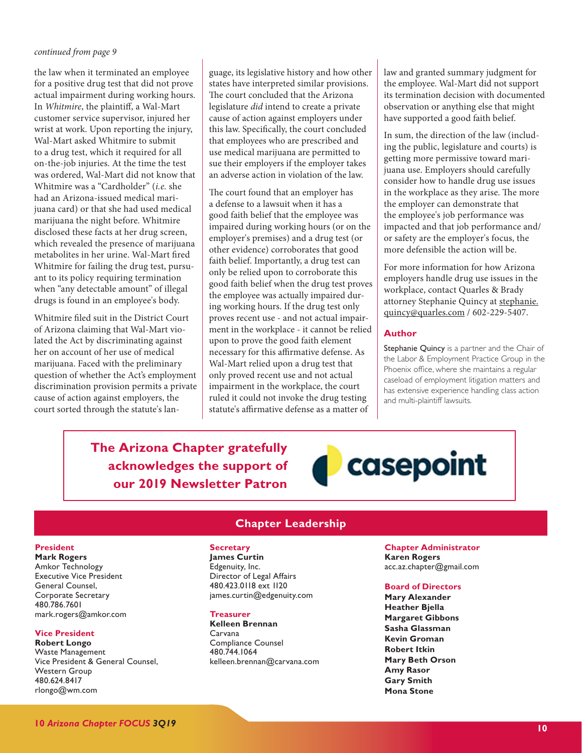*continued from page 9*

the law when it terminated an employee for a positive drug test that did not prove actual impairment during working hours. In *Whitmire*, the plaintiff, a Wal-Mart customer service supervisor, injured her wrist at work. Upon reporting the injury, Wal-Mart asked Whitmire to submit to a drug test, which it required for all on-the-job injuries. At the time the test was ordered, Wal-Mart did not know that Whitmire was a "Cardholder" (*i.e.* she had an Arizona-issued medical marijuana card) or that she had used medical marijuana the night before. Whitmire disclosed these facts at her drug screen, which revealed the presence of marijuana metabolites in her urine. Wal-Mart fired Whitmire for failing the drug test, pursuant to its policy requiring termination when "any detectable amount" of illegal drugs is found in an employee's body.

Whitmire filed suit in the District Court of Arizona claiming that Wal-Mart violated the Act by discriminating against her on account of her use of medical marijuana. Faced with the preliminary question of whether the Act's employment discrimination provision permits a private cause of action against employers, the court sorted through the statute's language, its legislative history and how other states have interpreted similar provisions. The court concluded that the Arizona legislature *did* intend to create a private cause of action against employers under this law. Specifically, the court concluded that employees who are prescribed and use medical marijuana are permitted to sue their employers if the employer takes an adverse action in violation of the law.

The court found that an employer has a defense to a lawsuit when it has a good faith belief that the employee was impaired during working hours (or on the employer's premises) and a drug test (or other evidence) corroborates that good faith belief. Importantly, a drug test can only be relied upon to corroborate this good faith belief when the drug test proves the employee was actually impaired during working hours. If the drug test only proves recent use - and not actual impairment in the workplace - it cannot be relied upon to prove the good faith element necessary for this affirmative defense. As Wal-Mart relied upon a drug test that only proved recent use and not actual impairment in the workplace, the court ruled it could not invoke the drug testing statute's affirmative defense as a matter of law and granted summary judgment for the employee. Wal-Mart did not support its termination decision with documented observation or anything else that might have supported a good faith belief.

In sum, the direction of the law (including the public, legislature and courts) is getting more permissive toward marijuana use. Employers should carefully consider how to handle drug use issues in the workplace as they arise. The more the employer can demonstrate that the employee's job performance was impacted and that job performance and/or safety are the employer's focus, the more defensible the action will be.

For more information for how Arizona employers handle drug use issues in the workplace, contact Quarles & Brady attorney Stephanie Quincy at stephanie.quincy@quarles.com / 602-229-5407.

### Author

Stephanie Quincy is a partner and the Chair of the Labor & Employment Practice Group in the Phoenix office, where she maintains a regular caseload of employment litigation matters and has extensive experience handling class action and multi-plaintiff lawsuits.

**The Arizona Chapter gratefully acknowledges the support of our 2019 Newsletter Patron**

casepoint

## Chapter Leadership

**President**
**Mark Rogers**
Amkor Technology
Executive Vice President
General Counsel,
Corporate Secretary
480.786.7601
mark.rogers@amkor.com

**Vice President**
**Robert Longo**
Waste Management
Vice President & General Counsel,
Western Group
480.624.8417
rlongo@wm.com

**Secretary**
**James Curtin**
Edgenuity, Inc.
Director of Legal Affairs
480.423.0118 ext 1120
james.curtin@edgenuity.com

**Treasurer**
**Kelleen Brennan**
Carvana
Compliance Counsel
480.744.1064
kelleen.brennan@carvana.com

**Chapter Administrator**
**Karen Rogers**
acc.az.chapter@gmail.com

**Board of Directors**
**Mary Alexander**
**Heather Bjella**
**Margaret Gibbons**
**Sasha Glassman**
**Kevin Groman**
**Robert Itkin**
**Mary Beth Orson**
**Amy Rasor**
**Gary Smith**
**Mona Stone**